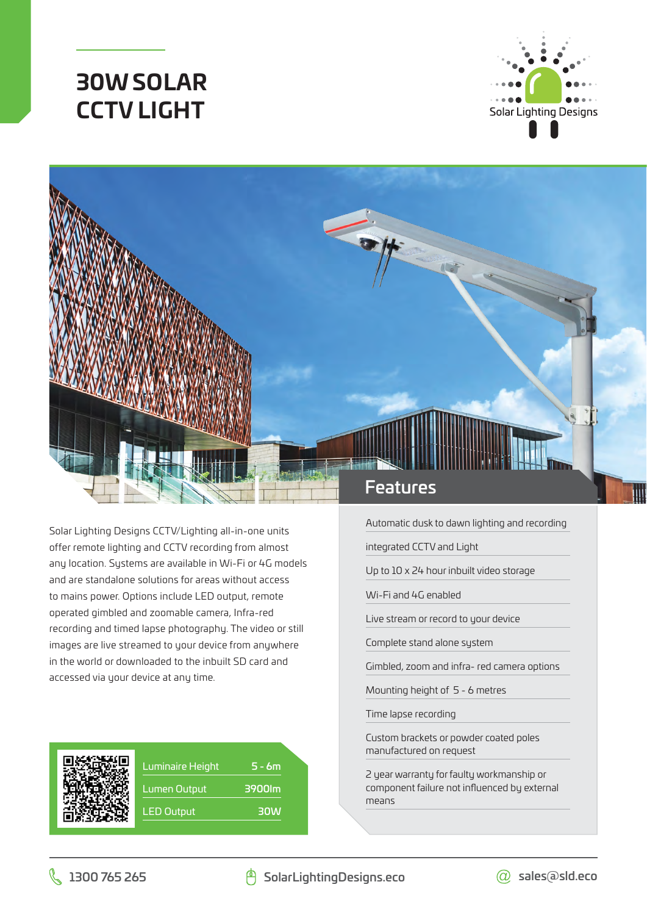# 30W SOLAR CCTV LIGHT

Solar Lighting Designs

## Features

- Automatic dusk to dawn lighting and recording
- integrated CCTV and Light
- Up to 10 x 24 hour inbuilt video storage
- Wi-Fi and 4G enabled
- Live stream or record to your device
- Complete stand alone system
- Gimbled, zoom and infra- red camera options
- Mounting height of 5 - 6 metres
- Time lapse recording
- Custom brackets or powder coated poles manufactured on request
- 2 year warranty for faulty workmanship or component failure not influenced by external means

Solar Lighting Designs CCTV/Lighting all-in-one units offer remote lighting and CCTV recording from almost any location. Systems are available in Wi-Fi or 4G models and are standalone solutions for areas without access to mains power. Options include LED output, remote operated gimbled and zoomable camera, Infra-red recording and timed lapse photography. The video or still images are live streamed to your device from anywhere in the world or downloaded to the inbuilt SD card and accessed via your device at any time.

| | |
|---|---|
| Luminaire Height | 5 - 6m |
| Lumen Output | 3900lm |
| LED Output | 30W |

1300 765 265 | SolarLightingDesigns.eco | sales@sld.eco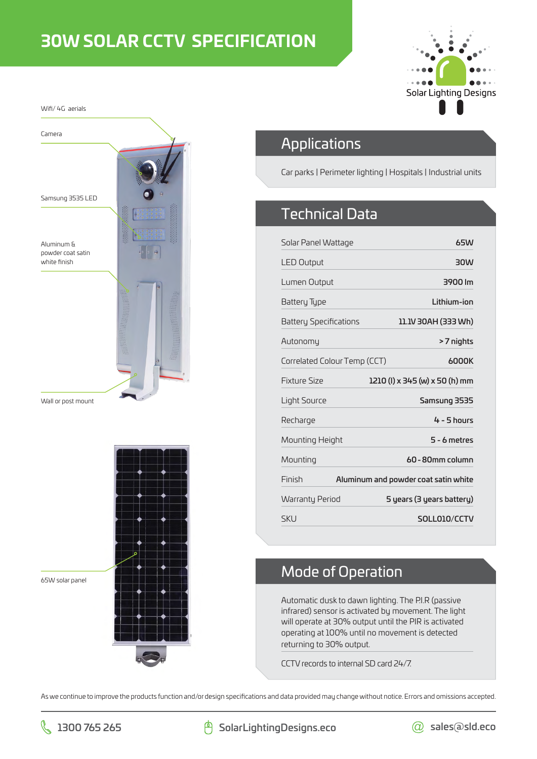# 30W SOLAR CCTV SPECIFICATION

Solar Lighting Designs

Wifi/ 4G aerials

Camera

Samsung 3535 LED

Aluminum & powder coat satin white finish

Wall or post mount

65W solar panel

## Applications

Car parks | Perimeter lighting | Hospitals | Industrial units

## Technical Data

| | |
|---|---|
| Solar Panel Wattage | 65W |
| LED Output | 30W |
| Lumen Output | 3900 lm |
| Battery Type | Lithium-ion |
| Battery Specifications | 11.1V 30AH (333 Wh) |
| Autonomy | > 7 nights |
| Correlated Colour Temp (CCT) | 6000K |
| Fixture Size | 1210 (l) x 345 (w) x 50 (h) mm |
| Light Source | Samsung 3535 |
| Recharge | 4 - 5 hours |
| Mounting Height | 5 - 6 metres |
| Mounting | 60 - 80mm column |
| Finish | Aluminum and powder coat satin white |
| Warranty Period | 5 years (3 years battery) |
| SKU | SOLL010/CCTV |

## Mode of Operation

Automatic dusk to dawn lighting. The P.I.R (passive infrared) sensor is activated by movement. The light will operate at 30% output until the PIR is activated operating at 100% until no movement is detected returning to 30% output.

CCTV records to internal SD card 24/7.

As we continue to improve the products function and/or design specifications and data provided may change without notice. Errors and omissions accepted.

1300 765 265 | SolarLightingDesigns.eco | sales@sld.eco